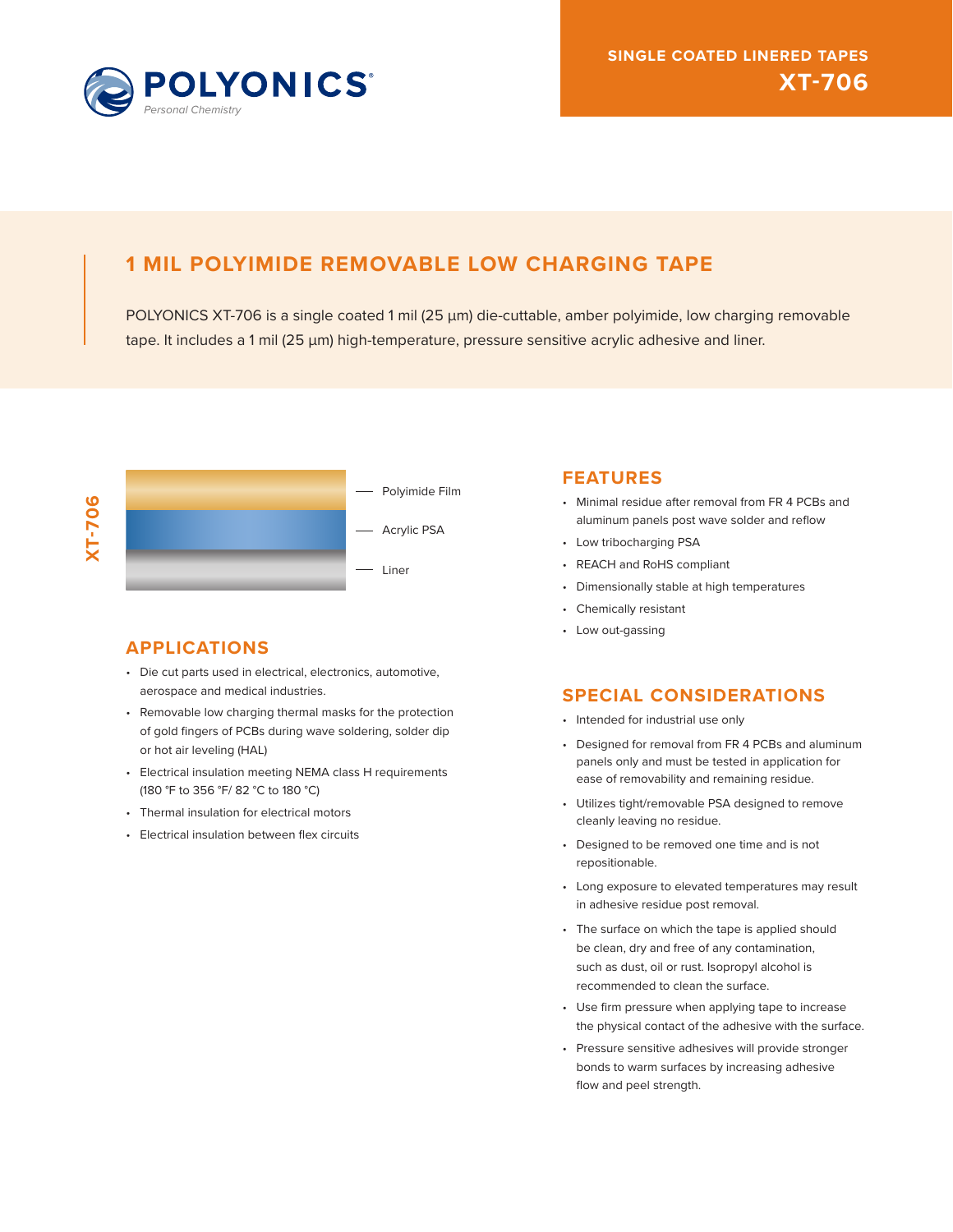POLYONICS®
*Personal Chemistry*

**SINGLE COATED LINERED TAPES**
# XT-706

## 1 MIL POLYIMIDE REMOVABLE LOW CHARGING TAPE

POLYONICS XT-706 is a single coated 1 mil (25 µm) die-cuttable, amber polyimide, low charging removable tape. It includes a 1 mil (25 µm) high-temperature, pressure sensitive acrylic adhesive and liner.

XT-706

- Polyimide Film
- Acrylic PSA
- Liner

## APPLICATIONS

- Die cut parts used in electrical, electronics, automotive, aerospace and medical industries.
- Removable low charging thermal masks for the protection of gold fingers of PCBs during wave soldering, solder dip or hot air leveling (HAL)
- Electrical insulation meeting NEMA class H requirements (180 °F to 356 °F/ 82 °C to 180 °C)
- Thermal insulation for electrical motors
- Electrical insulation between flex circuits

## FEATURES

- Minimal residue after removal from FR 4 PCBs and aluminum panels post wave solder and reflow
- Low tribocharging PSA
- REACH and RoHS compliant
- Dimensionally stable at high temperatures
- Chemically resistant
- Low out-gassing

## SPECIAL CONSIDERATIONS

- Intended for industrial use only
- Designed for removal from FR 4 PCBs and aluminum panels only and must be tested in application for ease of removability and remaining residue.
- Utilizes tight/removable PSA designed to remove cleanly leaving no residue.
- Designed to be removed one time and is not repositionable.
- Long exposure to elevated temperatures may result in adhesive residue post removal.
- The surface on which the tape is applied should be clean, dry and free of any contamination, such as dust, oil or rust. Isopropyl alcohol is recommended to clean the surface.
- Use firm pressure when applying tape to increase the physical contact of the adhesive with the surface.
- Pressure sensitive adhesives will provide stronger bonds to warm surfaces by increasing adhesive flow and peel strength.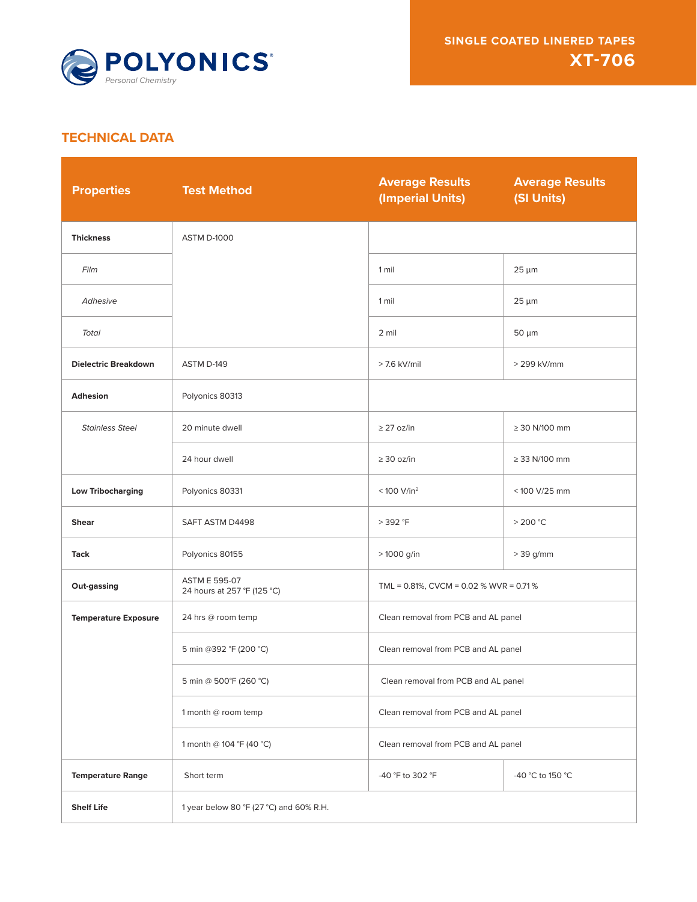# SINGLE COATED LINERED TAPES
# XT-706

## TECHNICAL DATA

| Properties | Test Method | Average Results (Imperial Units) | Average Results (SI Units) |
|---|---|---|---|
| **Thickness** | ASTM D-1000 | | |
| *Film* | | 1 mil | 25 µm |
| *Adhesive* | | 1 mil | 25 µm |
| *Total* | | 2 mil | 50 µm |
| **Dielectric Breakdown** | ASTM D-149 | > 7.6 kV/mil | > 299 kV/mm |
| **Adhesion** | Polyonics 80313 | | |
| *Stainless Steel* | 20 minute dwell | ≥ 27 oz/in | ≥ 30 N/100 mm |
| | 24 hour dwell | ≥ 30 oz/in | ≥ 33 N/100 mm |
| **Low Tribocharging** | Polyonics 80331 | < 100 V/in$^2$ | < 100 V/25 mm |
| **Shear** | SAFT ASTM D4498 | > 392 °F | > 200 °C |
| **Tack** | Polyonics 80155 | > 1000 g/in | > 39 g/mm |
| **Out-gassing** | ASTM E 595-07<br>24 hours at 257 °F (125 °C) | TML = 0.81%, CVCM = 0.02 % WVR = 0.71 % | |
| **Temperature Exposure** | 24 hrs @ room temp | Clean removal from PCB and AL panel | |
| | 5 min @392 °F (200 °C) | Clean removal from PCB and AL panel | |
| | 5 min @ 500°F (260 °C) | Clean removal from PCB and AL panel | |
| | 1 month @ room temp | Clean removal from PCB and AL panel | |
| | 1 month @ 104 °F (40 °C) | Clean removal from PCB and AL panel | |
| **Temperature Range** | Short term | -40 °F to 302 °F | -40 °C to 150 °C |
| **Shelf Life** | 1 year below 80 °F (27 °C) and 60% R.H. | | |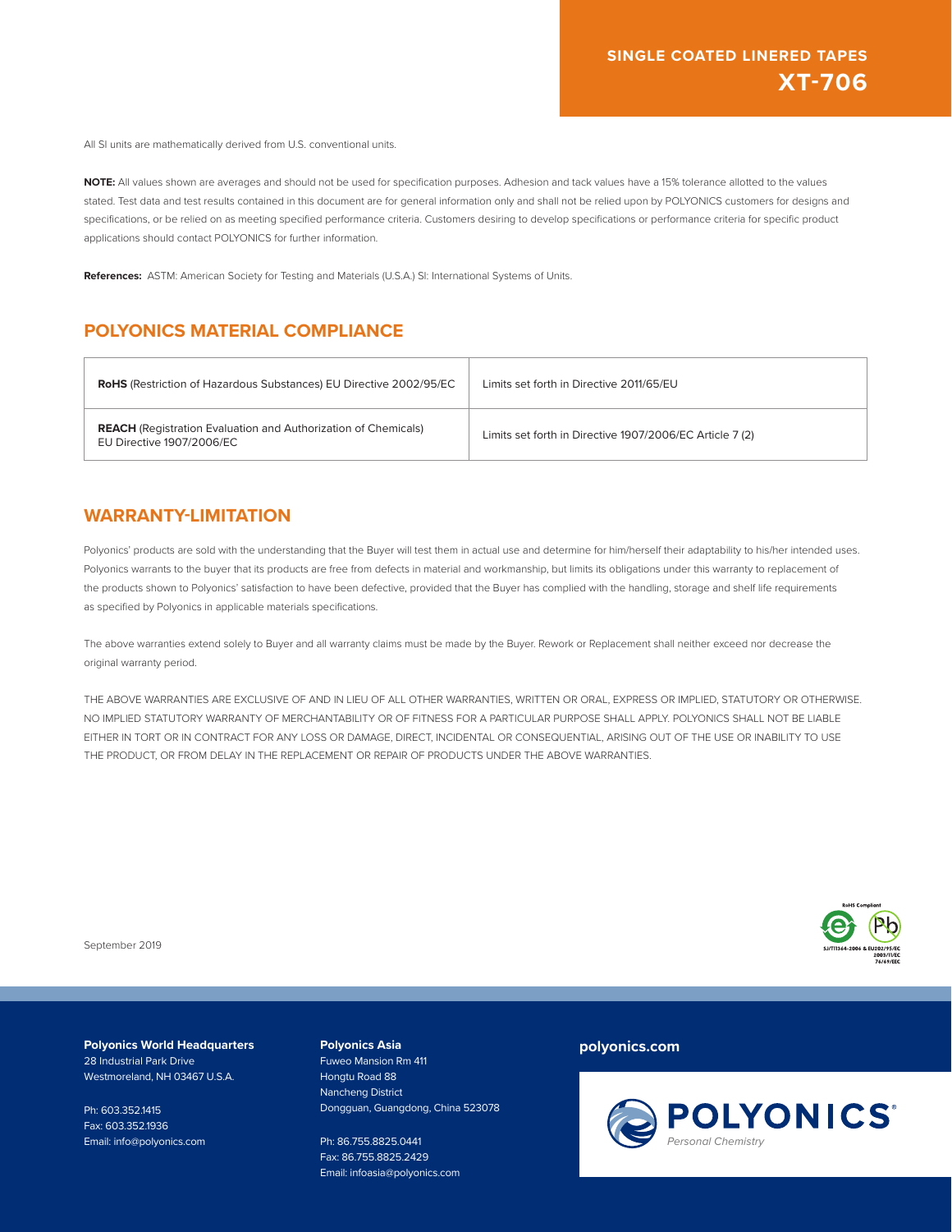## SINGLE COATED LINERED TAPES
# XT-706

All SI units are mathematically derived from U.S. conventional units.

**NOTE:** All values shown are averages and should not be used for specification purposes. Adhesion and tack values have a 15% tolerance allotted to the values stated. Test data and test results contained in this document are for general information only and shall not be relied upon by POLYONICS customers for designs and specifications, or be relied on as meeting specified performance criteria. Customers desiring to develop specifications or performance criteria for specific product applications should contact POLYONICS for further information.

**References:** ASTM: American Society for Testing and Materials (U.S.A.) SI: International Systems of Units.

## POLYONICS MATERIAL COMPLIANCE

| | |
|---|---|
| **RoHS** (Restriction of Hazardous Substances) EU Directive 2002/95/EC | Limits set forth in Directive 2011/65/EU |
| **REACH** (Registration Evaluation and Authorization of Chemicals) EU Directive 1907/2006/EC | Limits set forth in Directive 1907/2006/EC Article 7 (2) |

## WARRANTY-LIMITATION

Polyonics' products are sold with the understanding that the Buyer will test them in actual use and determine for him/herself their adaptability to his/her intended uses. Polyonics warrants to the buyer that its products are free from defects in material and workmanship, but limits its obligations under this warranty to replacement of the products shown to Polyonics' satisfaction to have been defective, provided that the Buyer has complied with the handling, storage and shelf life requirements as specified by Polyonics in applicable materials specifications.

The above warranties extend solely to Buyer and all warranty claims must be made by the Buyer. Rework or Replacement shall neither exceed nor decrease the original warranty period.

THE ABOVE WARRANTIES ARE EXCLUSIVE OF AND IN LIEU OF ALL OTHER WARRANTIES, WRITTEN OR ORAL, EXPRESS OR IMPLIED, STATUTORY OR OTHERWISE. NO IMPLIED STATUTORY WARRANTY OF MERCHANTABILITY OR OF FITNESS FOR A PARTICULAR PURPOSE SHALL APPLY. POLYONICS SHALL NOT BE LIABLE EITHER IN TORT OR IN CONTRACT FOR ANY LOSS OR DAMAGE, DIRECT, INCIDENTAL OR CONSEQUENTIAL, ARISING OUT OF THE USE OR INABILITY TO USE THE PRODUCT, OR FROM DELAY IN THE REPLACEMENT OR REPAIR OF PRODUCTS UNDER THE ABOVE WARRANTIES.

RoHS Compliant
SJ/T11364-2006 & EU2002/95/EC
2003/11/EC
76/69/EEC

September 2019

**Polyonics World Headquarters**
28 Industrial Park Drive
Westmoreland, NH 03467 U.S.A.

Ph: 603.352.1415
Fax: 603.352.1936
Email: info@polyonics.com

**Polyonics Asia**
Fuweo Mansion Rm 411
Hongtu Road 88
Nancheng District
Dongguan, Guangdong, China 523078

Ph: 86.755.8825.0441
Fax: 86.755.8825.2429
Email: infoasia@polyonics.com

**polyonics.com**

POLYONICS®
*Personal Chemistry*